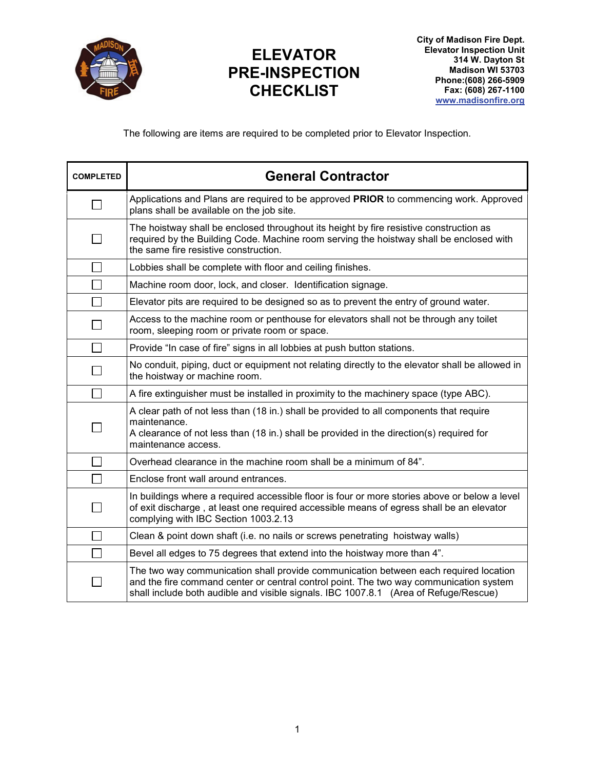City of Madison Fire Dept.
Elevator Inspection Unit
314 W. Dayton St
Madison WI 53703
Phone:(608) 266-5909
Fax: (608) 267-1100
www.madisonfire.org

# ELEVATOR PRE-INSPECTION CHECKLIST

The following are items are required to be completed prior to Elevator Inspection.

| COMPLETED | General Contractor |
|---|---|
| ☐ | Applications and Plans are required to be approved **PRIOR** to commencing work. Approved plans shall be available on the job site. |
| ☐ | The hoistway shall be enclosed throughout its height by fire resistive construction as required by the Building Code. Machine room serving the hoistway shall be enclosed with the same fire resistive construction. |
| ☐ | Lobbies shall be complete with floor and ceiling finishes. |
| ☐ | Machine room door, lock, and closer. Identification signage. |
| ☐ | Elevator pits are required to be designed so as to prevent the entry of ground water. |
| ☐ | Access to the machine room or penthouse for elevators shall not be through any toilet room, sleeping room or private room or space. |
| ☐ | Provide "In case of fire" signs in all lobbies at push button stations. |
| ☐ | No conduit, piping, duct or equipment not relating directly to the elevator shall be allowed in the hoistway or machine room. |
| ☐ | A fire extinguisher must be installed in proximity to the machinery space (type ABC). |
| ☐ | A clear path of not less than (18 in.) shall be provided to all components that require maintenance.<br>A clearance of not less than (18 in.) shall be provided in the direction(s) required for maintenance access. |
| ☐ | Overhead clearance in the machine room shall be a minimum of 84". |
| ☐ | Enclose front wall around entrances. |
| ☐ | In buildings where a required accessible floor is four or more stories above or below a level of exit discharge , at least one required accessible means of egress shall be an elevator complying with IBC Section 1003.2.13 |
| ☐ | Clean & point down shaft (i.e. no nails or screws penetrating hoistway walls) |
| ☐ | Bevel all edges to 75 degrees that extend into the hoistway more than 4". |
| ☐ | The two way communication shall provide communication between each required location and the fire command center or central control point. The two way communication system shall include both audible and visible signals. IBC 1007.8.1 (Area of Refuge/Rescue) |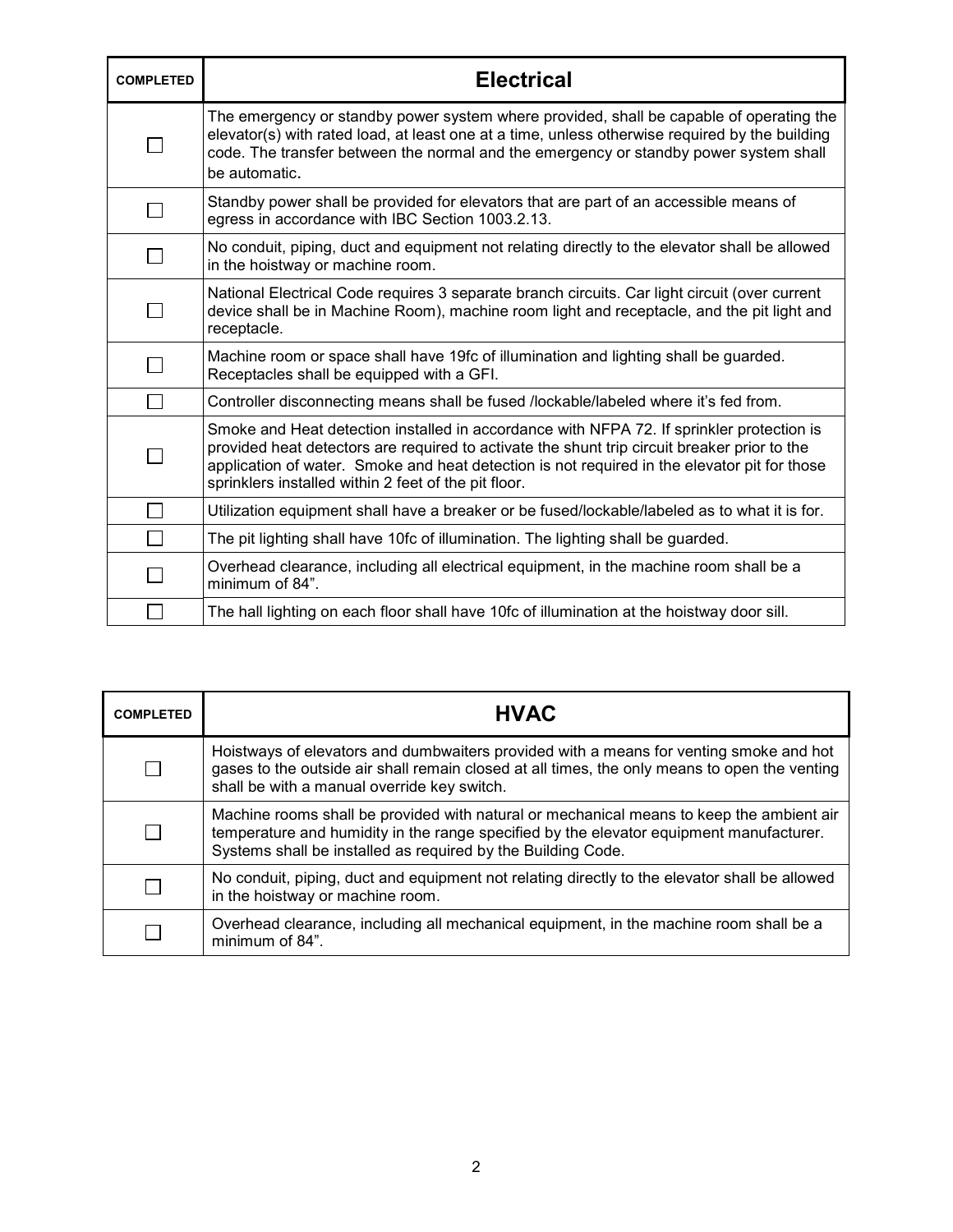| COMPLETED | Electrical |
|---|---|
| ☐ | The emergency or standby power system where provided, shall be capable of operating the elevator(s) with rated load, at least one at a time, unless otherwise required by the building code. The transfer between the normal and the emergency or standby power system shall be automatic. |
| ☐ | Standby power shall be provided for elevators that are part of an accessible means of egress in accordance with IBC Section 1003.2.13. |
| ☐ | No conduit, piping, duct and equipment not relating directly to the elevator shall be allowed in the hoistway or machine room. |
| ☐ | National Electrical Code requires 3 separate branch circuits. Car light circuit (over current device shall be in Machine Room), machine room light and receptacle, and the pit light and receptacle. |
| ☐ | Machine room or space shall have 19fc of illumination and lighting shall be guarded. Receptacles shall be equipped with a GFI. |
| ☐ | Controller disconnecting means shall be fused /lockable/labeled where it's fed from. |
| ☐ | Smoke and Heat detection installed in accordance with NFPA 72. If sprinkler protection is provided heat detectors are required to activate the shunt trip circuit breaker prior to the application of water. Smoke and heat detection is not required in the elevator pit for those sprinklers installed within 2 feet of the pit floor. |
| ☐ | Utilization equipment shall have a breaker or be fused/lockable/labeled as to what it is for. |
| ☐ | The pit lighting shall have 10fc of illumination. The lighting shall be guarded. |
| ☐ | Overhead clearance, including all electrical equipment, in the machine room shall be a minimum of 84". |
| ☐ | The hall lighting on each floor shall have 10fc of illumination at the hoistway door sill. |

| COMPLETED | HVAC |
|---|---|
| ☐ | Hoistways of elevators and dumbwaiters provided with a means for venting smoke and hot gases to the outside air shall remain closed at all times, the only means to open the venting shall be with a manual override key switch. |
| ☐ | Machine rooms shall be provided with natural or mechanical means to keep the ambient air temperature and humidity in the range specified by the elevator equipment manufacturer. Systems shall be installed as required by the Building Code. |
| ☐ | No conduit, piping, duct and equipment not relating directly to the elevator shall be allowed in the hoistway or machine room. |
| ☐ | Overhead clearance, including all mechanical equipment, in the machine room shall be a minimum of 84". |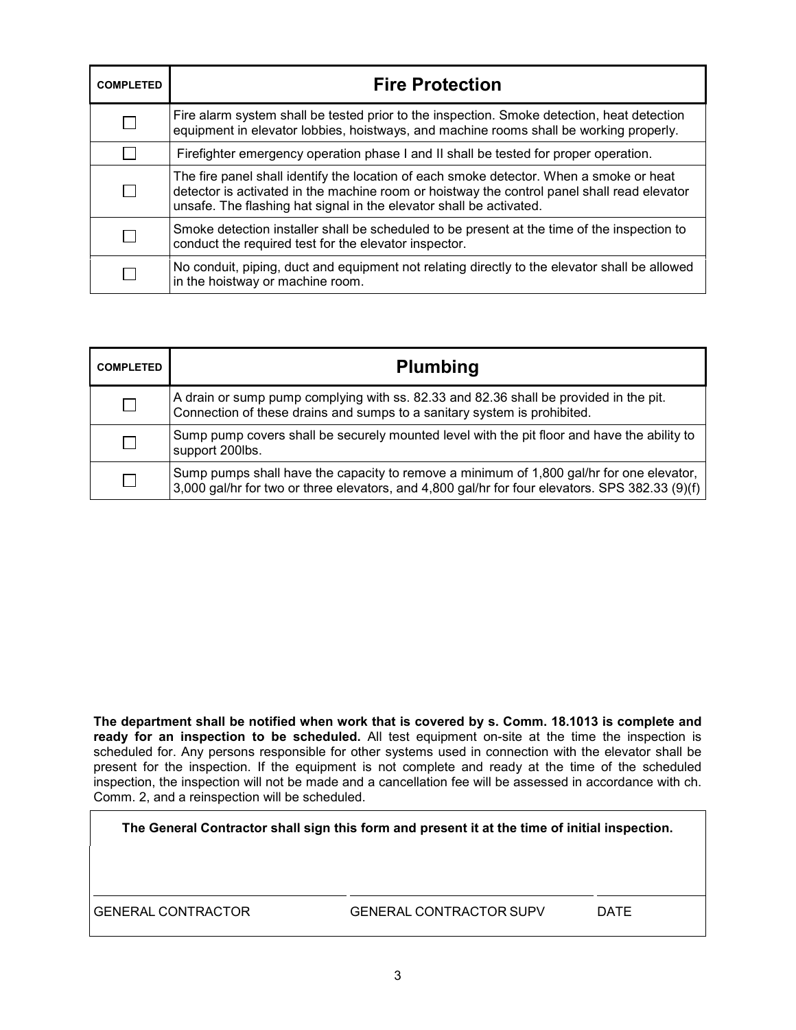| COMPLETED | Fire Protection |
|---|---|
| ☐ | Fire alarm system shall be tested prior to the inspection. Smoke detection, heat detection equipment in elevator lobbies, hoistways, and machine rooms shall be working properly. |
| ☐ | Firefighter emergency operation phase I and II shall be tested for proper operation. |
| ☐ | The fire panel shall identify the location of each smoke detector. When a smoke or heat detector is activated in the machine room or hoistway the control panel shall read elevator unsafe. The flashing hat signal in the elevator shall be activated. |
| ☐ | Smoke detection installer shall be scheduled to be present at the time of the inspection to conduct the required test for the elevator inspector. |
| ☐ | No conduit, piping, duct and equipment not relating directly to the elevator shall be allowed in the hoistway or machine room. |

| COMPLETED | Plumbing |
|---|---|
| ☐ | A drain or sump pump complying with ss. 82.33 and 82.36 shall be provided in the pit. Connection of these drains and sumps to a sanitary system is prohibited. |
| ☐ | Sump pump covers shall be securely mounted level with the pit floor and have the ability to support 200lbs. |
| ☐ | Sump pumps shall have the capacity to remove a minimum of 1,800 gal/hr for one elevator, 3,000 gal/hr for two or three elevators, and 4,800 gal/hr for four elevators. SPS 382.33 (9)(f) |

**The department shall be notified when work that is covered by s. Comm. 18.1013 is complete and ready for an inspection to be scheduled.** All test equipment on-site at the time the inspection is scheduled for. Any persons responsible for other systems used in connection with the elevator shall be present for the inspection. If the equipment is not complete and ready at the time of the scheduled inspection, the inspection will not be made and a cancellation fee will be assessed in accordance with ch. Comm. 2, and a reinspection will be scheduled.

**The General Contractor shall sign this form and present it at the time of initial inspection.**

| | | |
|---|---|---|
| ______________________ | ______________________ | __________ |
| GENERAL CONTRACTOR | GENERAL CONTRACTOR SUPV | DATE |